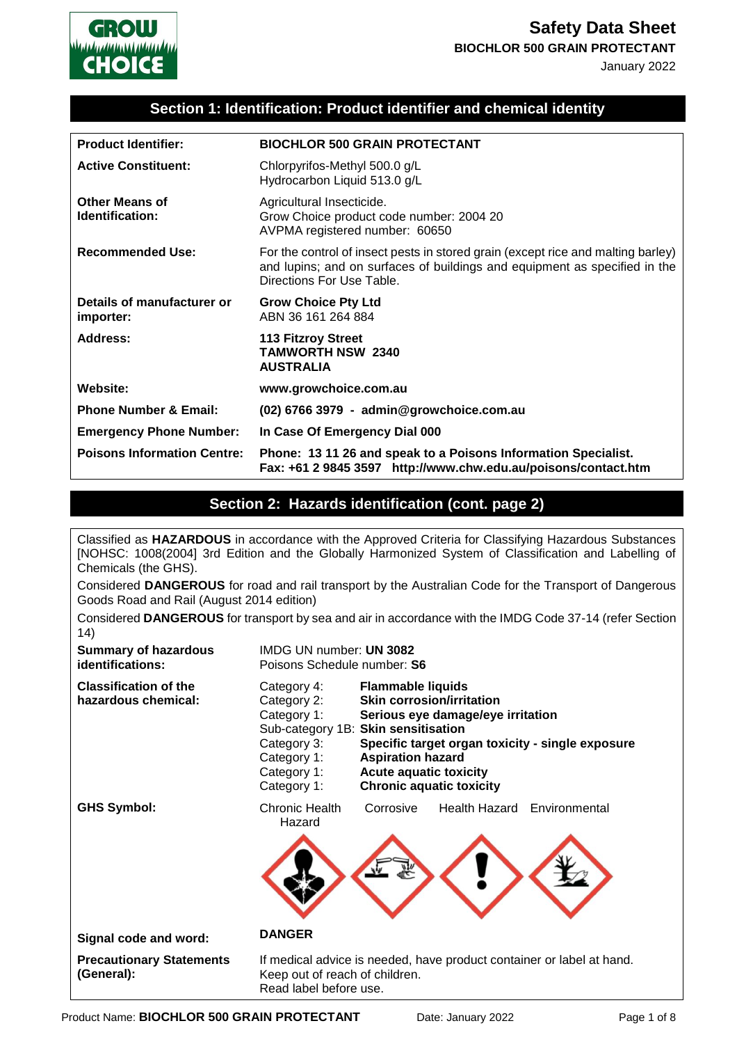# Safety Data Sheet

**BIOCHLOR 500 GRAIN PROTECTANT**

January 2022

## Section 1: Identification: Product identifier and chemical identity

| | |
|---|---|
| **Product Identifier:** | **BIOCHLOR 500 GRAIN PROTECTANT** |
| **Active Constituent:** | Chlorpyrifos-Methyl 500.0 g/L<br>Hydrocarbon Liquid 513.0 g/L |
| **Other Means of Identification:** | Agricultural Insecticide.<br>Grow Choice product code number: 2004 20<br>AVPMA registered number: 60650 |
| **Recommended Use:** | For the control of insect pests in stored grain (except rice and malting barley) and lupins; and on surfaces of buildings and equipment as specified in the Directions For Use Table. |
| **Details of manufacturer or importer:** | **Grow Choice Pty Ltd**<br>ABN 36 161 264 884 |
| **Address:** | **113 Fitzroy Street**<br>**TAMWORTH NSW 2340**<br>**AUSTRALIA** |
| **Website:** | **www.growchoice.com.au** |
| **Phone Number & Email:** | **(02) 6766 3979 - admin@growchoice.com.au** |
| **Emergency Phone Number:** | **In Case Of Emergency Dial 000** |
| **Poisons Information Centre:** | **Phone: 13 11 26 and speak to a Poisons Information Specialist.**<br>**Fax: +61 2 9845 3597 http://www.chw.edu.au/poisons/contact.htm** |

## Section 2: Hazards identification (cont. page 2)

Classified as **HAZARDOUS** in accordance with the Approved Criteria for Classifying Hazardous Substances [NOHSC: 1008(2004] 3rd Edition and the Globally Harmonized System of Classification and Labelling of Chemicals (the GHS).

Considered **DANGEROUS** for road and rail transport by the Australian Code for the Transport of Dangerous Goods Road and Rail (August 2014 edition)

Considered **DANGEROUS** for transport by sea and air in accordance with the IMDG Code 37-14 (refer Section 14)

| | |
|---|---|
| **Summary of hazardous identifications:** | IMDG UN number: **UN 3082**<br>Poisons Schedule number: **S6** |
| **Classification of the hazardous chemical:** | Category 4: **Flammable liquids**<br>Category 2: **Skin corrosion/irritation**<br>Category 1: **Serious eye damage/eye irritation**<br>Sub-category 1B: **Skin sensitisation**<br>Category 3: **Specific target organ toxicity - single exposure**<br>Category 1: **Aspiration hazard**<br>Category 1: **Acute aquatic toxicity**<br>Category 1: **Chronic aquatic toxicity** |
| **GHS Symbol:** | Chronic Health Hazard, Corrosive, Health Hazard, Environmental |
| **Signal code and word:** | **DANGER** |
| **Precautionary Statements (General):** | If medical advice is needed, have product container or label at hand.<br>Keep out of reach of children.<br>Read label before use. |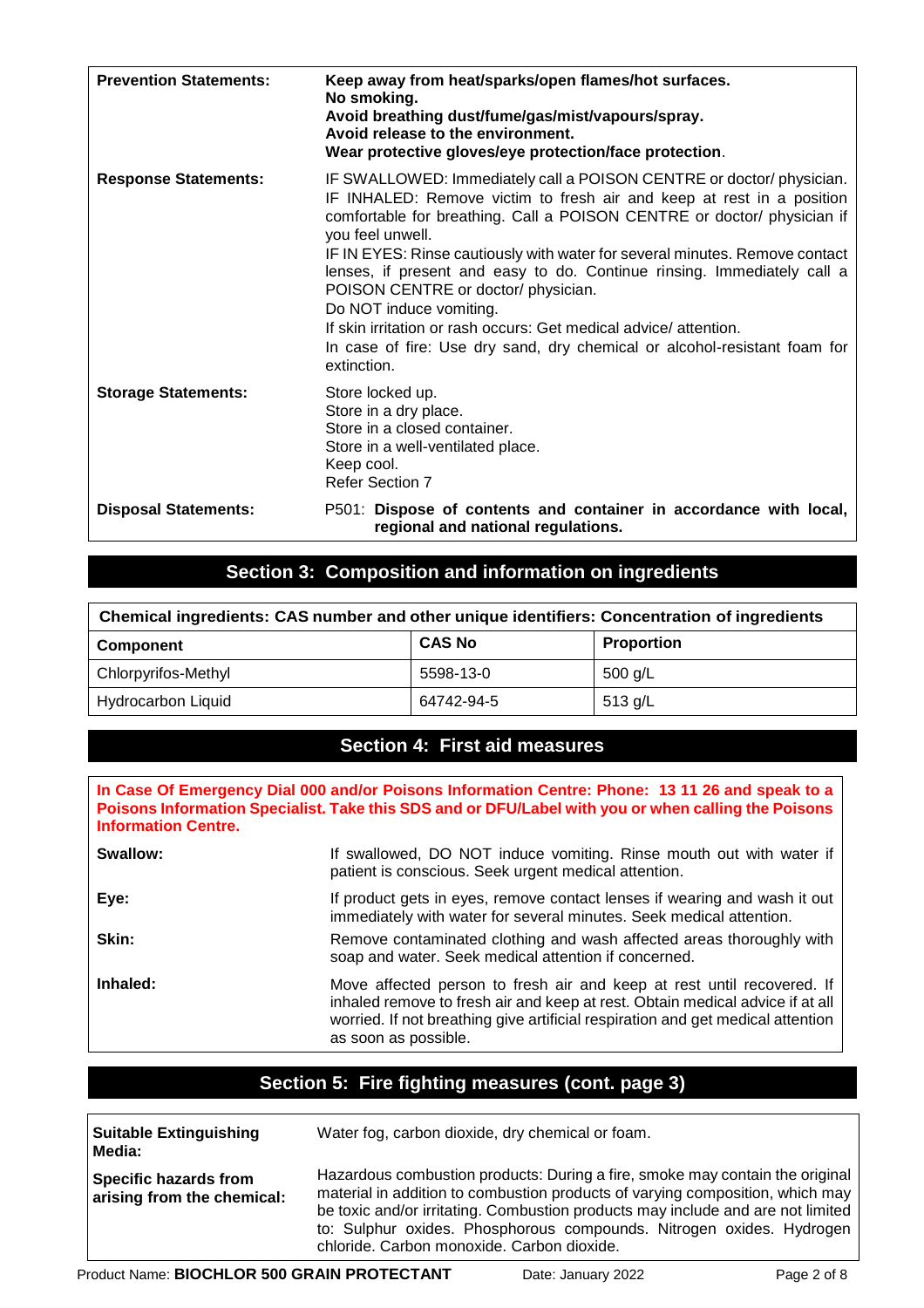| | |
|---|---|
| **Prevention Statements:** | **Keep away from heat/sparks/open flames/hot surfaces.** **No smoking.** **Avoid breathing dust/fume/gas/mist/vapours/spray.** **Avoid release to the environment.** **Wear protective gloves/eye protection/face protection**. |
| **Response Statements:** | IF SWALLOWED: Immediately call a POISON CENTRE or doctor/ physician. IF INHALED: Remove victim to fresh air and keep at rest in a position comfortable for breathing. Call a POISON CENTRE or doctor/ physician if you feel unwell. IF IN EYES: Rinse cautiously with water for several minutes. Remove contact lenses, if present and easy to do. Continue rinsing. Immediately call a POISON CENTRE or doctor/ physician. Do NOT induce vomiting. If skin irritation or rash occurs: Get medical advice/ attention. In case of fire: Use dry sand, dry chemical or alcohol-resistant foam for extinction. |
| **Storage Statements:** | Store locked up. Store in a dry place. Store in a closed container. Store in a well-ventilated place. Keep cool. Refer Section 7 |
| **Disposal Statements:** | P501: **Dispose of contents and container in accordance with local, regional and national regulations.** |

## Section 3: Composition and information on ingredients

**Chemical ingredients: CAS number and other unique identifiers: Concentration of ingredients**

| Component | CAS No | Proportion |
|---|---|---|
| Chlorpyrifos-Methyl | 5598-13-0 | 500 g/L |
| Hydrocarbon Liquid | 64742-94-5 | 513 g/L |

## Section 4: First aid measures

**In Case Of Emergency Dial 000 and/or Poisons Information Centre: Phone: 13 11 26 and speak to a Poisons Information Specialist. Take this SDS and or DFU/Label with you or when calling the Poisons Information Centre.**

| | |
|---|---|
| **Swallow:** | If swallowed, DO NOT induce vomiting. Rinse mouth out with water if patient is conscious. Seek urgent medical attention. |
| **Eye:** | If product gets in eyes, remove contact lenses if wearing and wash it out immediately with water for several minutes. Seek medical attention. |
| **Skin:** | Remove contaminated clothing and wash affected areas thoroughly with soap and water. Seek medical attention if concerned. |
| **Inhaled:** | Move affected person to fresh air and keep at rest until recovered. If inhaled remove to fresh air and keep at rest. Obtain medical advice if at all worried. If not breathing give artificial respiration and get medical attention as soon as possible. |

## Section 5: Fire fighting measures (cont. page 3)

| | |
|---|---|
| **Suitable Extinguishing Media:** | Water fog, carbon dioxide, dry chemical or foam. |
| **Specific hazards from arising from the chemical:** | Hazardous combustion products: During a fire, smoke may contain the original material in addition to combustion products of varying composition, which may be toxic and/or irritating. Combustion products may include and are not limited to: Sulphur oxides. Phosphorous compounds. Nitrogen oxides. Hydrogen chloride. Carbon monoxide. Carbon dioxide. |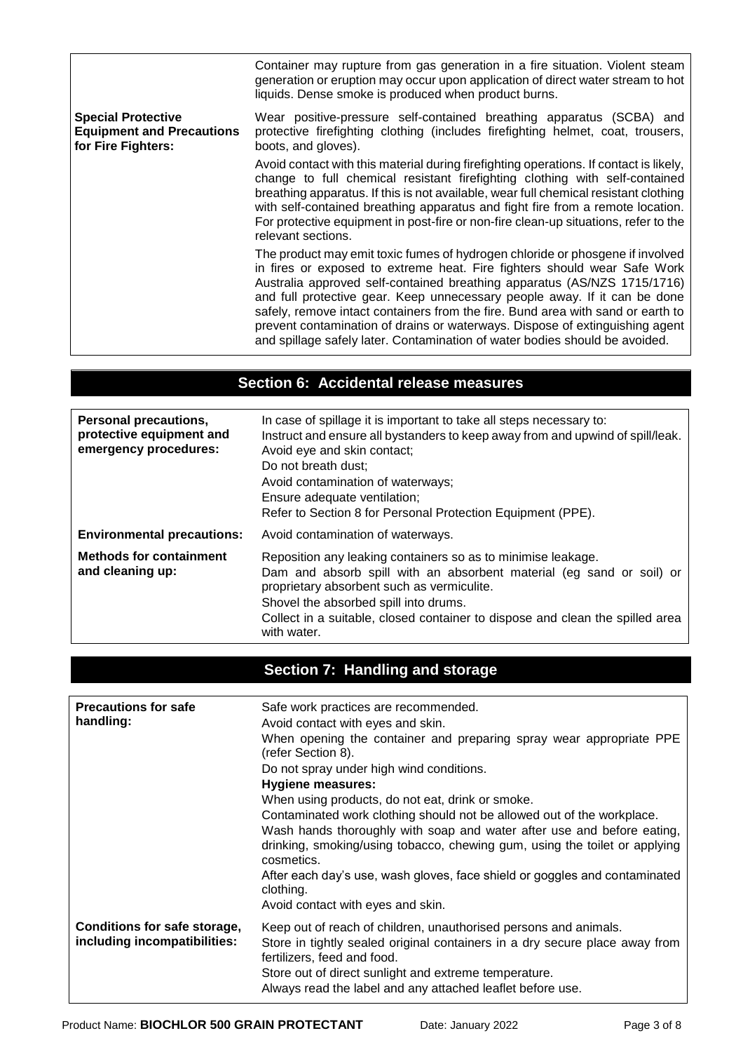| | |
|---|---|
| | Container may rupture from gas generation in a fire situation. Violent steam generation or eruption may occur upon application of direct water stream to hot liquids. Dense smoke is produced when product burns. |
| **Special Protective Equipment and Precautions for Fire Fighters:** | Wear positive-pressure self-contained breathing apparatus (SCBA) and protective firefighting clothing (includes firefighting helmet, coat, trousers, boots, and gloves).<br><br>Avoid contact with this material during firefighting operations. If contact is likely, change to full chemical resistant firefighting clothing with self-contained breathing apparatus. If this is not available, wear full chemical resistant clothing with self-contained breathing apparatus and fight fire from a remote location. For protective equipment in post-fire or non-fire clean-up situations, refer to the relevant sections.<br><br>The product may emit toxic fumes of hydrogen chloride or phosgene if involved in fires or exposed to extreme heat. Fire fighters should wear Safe Work Australia approved self-contained breathing apparatus (AS/NZS 1715/1716) and full protective gear. Keep unnecessary people away. If it can be done safely, remove intact containers from the fire. Bund area with sand or earth to prevent contamination of drains or waterways. Dispose of extinguishing agent and spillage safely later. Contamination of water bodies should be avoided. |

## Section 6: Accidental release measures

| | |
|---|---|
| **Personal precautions, protective equipment and emergency procedures:** | In case of spillage it is important to take all steps necessary to:<br>Instruct and ensure all bystanders to keep away from and upwind of spill/leak.<br>Avoid eye and skin contact;<br>Do not breath dust;<br>Avoid contamination of waterways;<br>Ensure adequate ventilation;<br>Refer to Section 8 for Personal Protection Equipment (PPE). |
| **Environmental precautions:** | Avoid contamination of waterways. |
| **Methods for containment and cleaning up:** | Reposition any leaking containers so as to minimise leakage.<br>Dam and absorb spill with an absorbent material (eg sand or soil) or proprietary absorbent such as vermiculite.<br>Shovel the absorbed spill into drums.<br>Collect in a suitable, closed container to dispose and clean the spilled area with water. |

## Section 7: Handling and storage

| | |
|---|---|
| **Precautions for safe handling:** | Safe work practices are recommended.<br>Avoid contact with eyes and skin.<br>When opening the container and preparing spray wear appropriate PPE (refer Section 8).<br>Do not spray under high wind conditions.<br>**Hygiene measures:**<br>When using products, do not eat, drink or smoke.<br>Contaminated work clothing should not be allowed out of the workplace.<br>Wash hands thoroughly with soap and water after use and before eating, drinking, smoking/using tobacco, chewing gum, using the toilet or applying cosmetics.<br>After each day's use, wash gloves, face shield or goggles and contaminated clothing.<br>Avoid contact with eyes and skin. |
| **Conditions for safe storage, including incompatibilities:** | Keep out of reach of children, unauthorised persons and animals.<br>Store in tightly sealed original containers in a dry secure place away from fertilizers, feed and food.<br>Store out of direct sunlight and extreme temperature.<br>Always read the label and any attached leaflet before use. |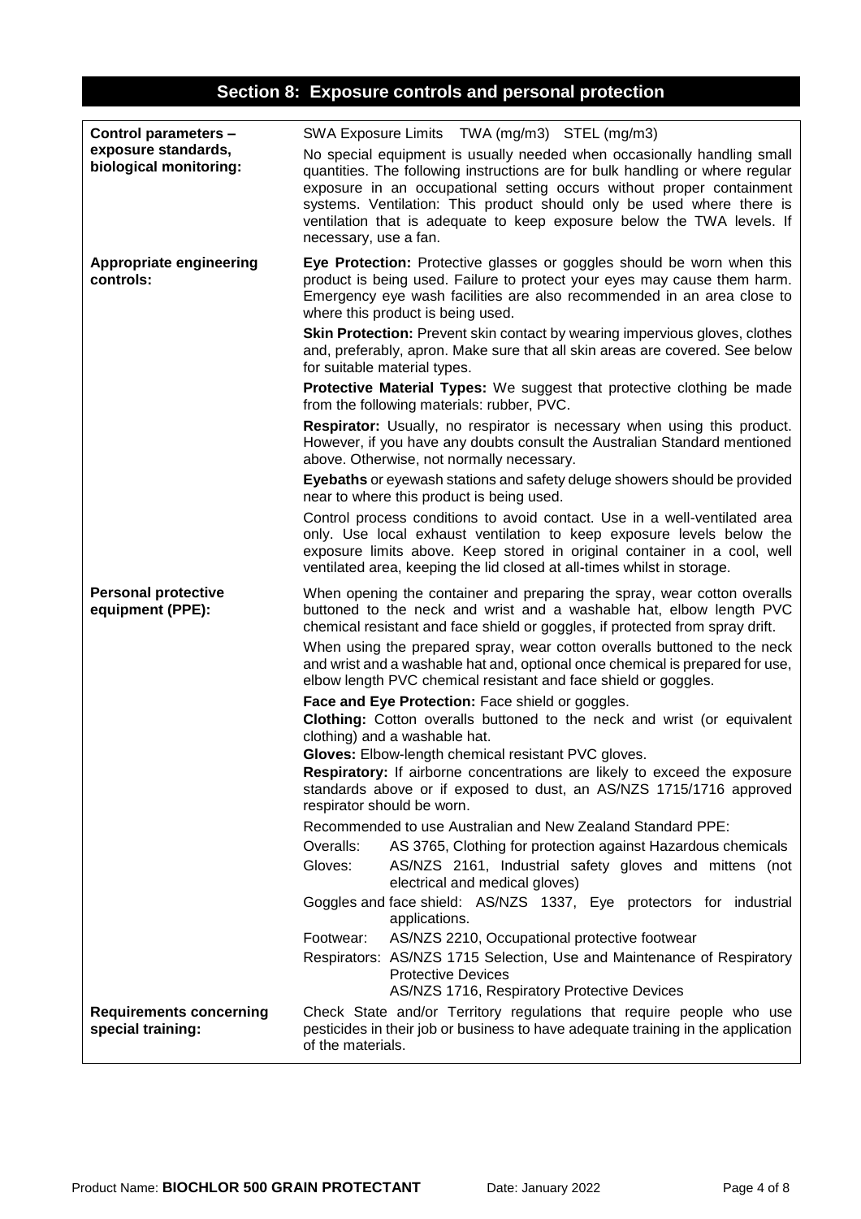## Section 8: Exposure controls and personal protection

| | |
|---|---|
| **Control parameters – exposure standards, biological monitoring:** | SWA Exposure Limits TWA (mg/m3) STEL (mg/m3)<br><br>No special equipment is usually needed when occasionally handling small quantities. The following instructions are for bulk handling or where regular exposure in an occupational setting occurs without proper containment systems. Ventilation: This product should only be used where there is ventilation that is adequate to keep exposure below the TWA levels. If necessary, use a fan. |
| **Appropriate engineering controls:** | **Eye Protection:** Protective glasses or goggles should be worn when this product is being used. Failure to protect your eyes may cause them harm. Emergency eye wash facilities are also recommended in an area close to where this product is being used.<br><br>**Skin Protection:** Prevent skin contact by wearing impervious gloves, clothes and, preferably, apron. Make sure that all skin areas are covered. See below for suitable material types.<br><br>**Protective Material Types:** We suggest that protective clothing be made from the following materials: rubber, PVC.<br><br>**Respirator:** Usually, no respirator is necessary when using this product. However, if you have any doubts consult the Australian Standard mentioned above. Otherwise, not normally necessary.<br><br>**Eyebaths** or eyewash stations and safety deluge showers should be provided near to where this product is being used.<br><br>Control process conditions to avoid contact. Use in a well-ventilated area only. Use local exhaust ventilation to keep exposure levels below the exposure limits above. Keep stored in original container in a cool, well ventilated area, keeping the lid closed at all-times whilst in storage. |
| **Personal protective equipment (PPE):** | When opening the container and preparing the spray, wear cotton overalls buttoned to the neck and wrist and a washable hat, elbow length PVC chemical resistant and face shield or goggles, if protected from spray drift.<br><br>When using the prepared spray, wear cotton overalls buttoned to the neck and wrist and a washable hat and, optional once chemical is prepared for use, elbow length PVC chemical resistant and face shield or goggles.<br><br>**Face and Eye Protection:** Face shield or goggles.<br>**Clothing:** Cotton overalls buttoned to the neck and wrist (or equivalent clothing) and a washable hat.<br>**Gloves:** Elbow-length chemical resistant PVC gloves.<br>**Respiratory:** If airborne concentrations are likely to exceed the exposure standards above or if exposed to dust, an AS/NZS 1715/1716 approved respirator should be worn.<br><br>Recommended to use Australian and New Zealand Standard PPE:<br>Overalls: AS 3765, Clothing for protection against Hazardous chemicals<br>Gloves: AS/NZS 2161, Industrial safety gloves and mittens (not electrical and medical gloves)<br>Goggles and face shield: AS/NZS 1337, Eye protectors for industrial applications.<br>Footwear: AS/NZS 2210, Occupational protective footwear<br>Respirators: AS/NZS 1715 Selection, Use and Maintenance of Respiratory Protective Devices<br>AS/NZS 1716, Respiratory Protective Devices |
| **Requirements concerning special training:** | Check State and/or Territory regulations that require people who use pesticides in their job or business to have adequate training in the application of the materials. |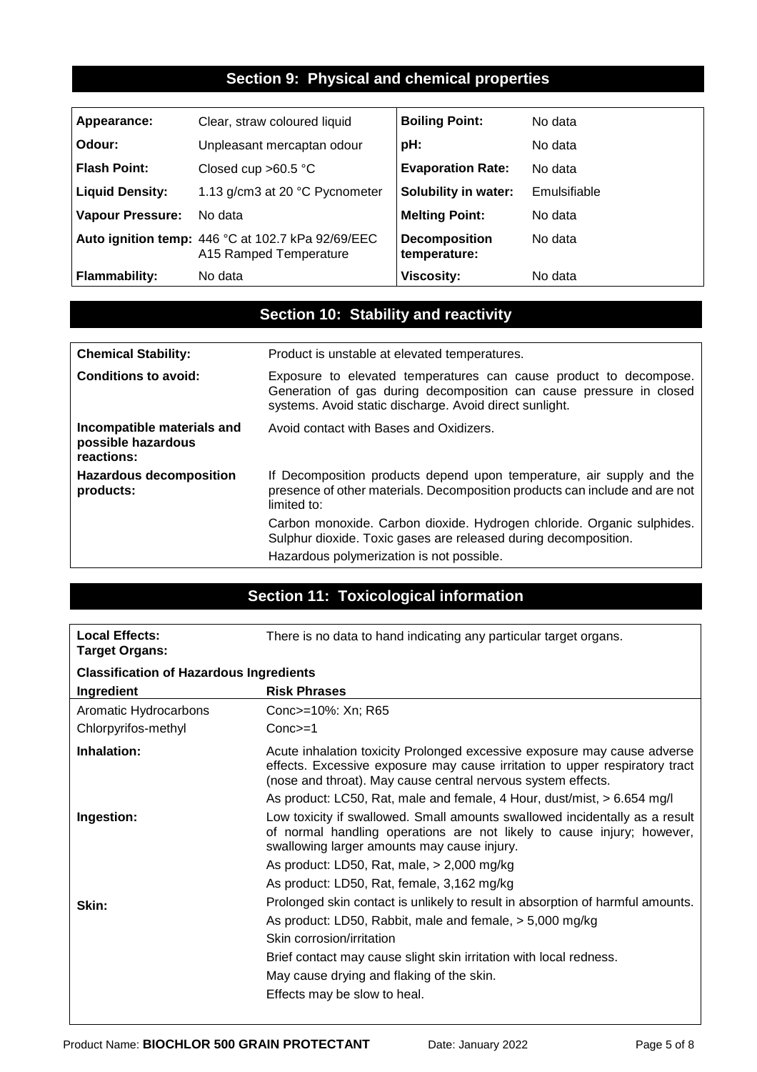## Section 9: Physical and chemical properties

| Appearance: | Clear, straw coloured liquid | Boiling Point: | No data |
|---|---|---|---|
| Odour: | Unpleasant mercaptan odour | pH: | No data |
| Flash Point: | Closed cup >60.5 °C | Evaporation Rate: | No data |
| Liquid Density: | 1.13 g/cm3 at 20 °C Pycnometer | Solubility in water: | Emulsifiable |
| Vapour Pressure: | No data | Melting Point: | No data |
| Auto ignition temp: | 446 °C at 102.7 kPa 92/69/EEC A15 Ramped Temperature | Decomposition temperature: | No data |
| Flammability: | No data | Viscosity: | No data |

## Section 10: Stability and reactivity

| | |
|---|---|
| **Chemical Stability:** | Product is unstable at elevated temperatures. |
| **Conditions to avoid:** | Exposure to elevated temperatures can cause product to decompose. Generation of gas during decomposition can cause pressure in closed systems. Avoid static discharge. Avoid direct sunlight. |
| **Incompatible materials and possible hazardous reactions:** | Avoid contact with Bases and Oxidizers. |
| **Hazardous decomposition products:** | If Decomposition products depend upon temperature, air supply and the presence of other materials. Decomposition products can include and are not limited to:<br>Carbon monoxide. Carbon dioxide. Hydrogen chloride. Organic sulphides. Sulphur dioxide. Toxic gases are released during decomposition.<br>Hazardous polymerization is not possible. |

## Section 11: Toxicological information

| | |
|---|---|
| **Local Effects: Target Organs:** | There is no data to hand indicating any particular target organs. |

**Classification of Hazardous Ingredients**

| Ingredient | Risk Phrases |
|---|---|
| Aromatic Hydrocarbons | Conc>=10%: Xn; R65 |
| Chlorpyrifos-methyl | Conc>=1 |

| | |
|---|---|
| **Inhalation:** | Acute inhalation toxicity Prolonged excessive exposure may cause adverse effects. Excessive exposure may cause irritation to upper respiratory tract (nose and throat). May cause central nervous system effects.<br>As product: LC50, Rat, male and female, 4 Hour, dust/mist, > 6.654 mg/l |
| **Ingestion:** | Low toxicity if swallowed. Small amounts swallowed incidentally as a result of normal handling operations are not likely to cause injury; however, swallowing larger amounts may cause injury.<br>As product: LD50, Rat, male, > 2,000 mg/kg<br>As product: LD50, Rat, female, 3,162 mg/kg |
| **Skin:** | Prolonged skin contact is unlikely to result in absorption of harmful amounts.<br>As product: LD50, Rabbit, male and female, > 5,000 mg/kg<br>Skin corrosion/irritation<br>Brief contact may cause slight skin irritation with local redness.<br>May cause drying and flaking of the skin.<br>Effects may be slow to heal. |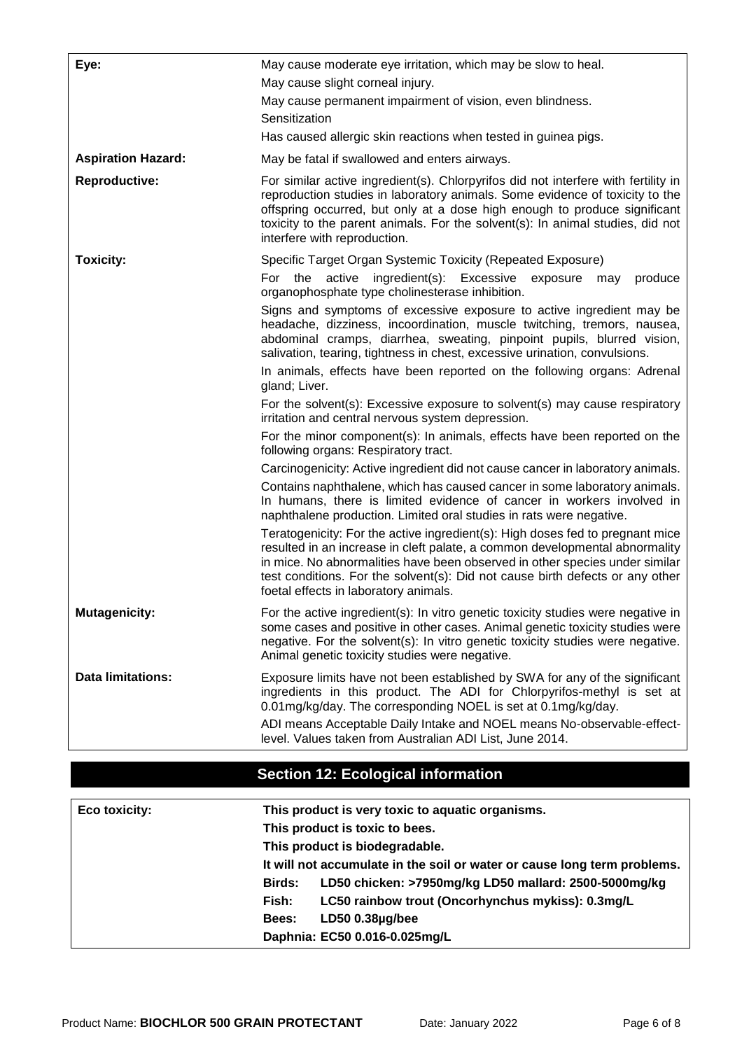| | |
|---|---|
| **Eye:** | May cause moderate eye irritation, which may be slow to heal.<br>May cause slight corneal injury.<br>May cause permanent impairment of vision, even blindness.<br>Sensitization<br>Has caused allergic skin reactions when tested in guinea pigs. |
| **Aspiration Hazard:** | May be fatal if swallowed and enters airways. |
| **Reproductive:** | For similar active ingredient(s). Chlorpyrifos did not interfere with fertility in reproduction studies in laboratory animals. Some evidence of toxicity to the offspring occurred, but only at a dose high enough to produce significant toxicity to the parent animals. For the solvent(s): In animal studies, did not interfere with reproduction. |
| **Toxicity:** | Specific Target Organ Systemic Toxicity (Repeated Exposure)<br>For the active ingredient(s): Excessive exposure may produce organophosphate type cholinesterase inhibition.<br>Signs and symptoms of excessive exposure to active ingredient may be headache, dizziness, incoordination, muscle twitching, tremors, nausea, abdominal cramps, diarrhea, sweating, pinpoint pupils, blurred vision, salivation, tearing, tightness in chest, excessive urination, convulsions.<br>In animals, effects have been reported on the following organs: Adrenal gland; Liver.<br>For the solvent(s): Excessive exposure to solvent(s) may cause respiratory irritation and central nervous system depression.<br>For the minor component(s): In animals, effects have been reported on the following organs: Respiratory tract.<br>Carcinogenicity: Active ingredient did not cause cancer in laboratory animals.<br>Contains naphthalene, which has caused cancer in some laboratory animals. In humans, there is limited evidence of cancer in workers involved in naphthalene production. Limited oral studies in rats were negative.<br>Teratogenicity: For the active ingredient(s): High doses fed to pregnant mice resulted in an increase in cleft palate, a common developmental abnormality in mice. No abnormalities have been observed in other species under similar test conditions. For the solvent(s): Did not cause birth defects or any other foetal effects in laboratory animals. |
| **Mutagenicity:** | For the active ingredient(s): In vitro genetic toxicity studies were negative in some cases and positive in other cases. Animal genetic toxicity studies were negative. For the solvent(s): In vitro genetic toxicity studies were negative. Animal genetic toxicity studies were negative. |
| **Data limitations:** | Exposure limits have not been established by SWA for any of the significant ingredients in this product. The ADI for Chlorpyrifos-methyl is set at 0.01mg/kg/day. The corresponding NOEL is set at 0.1mg/kg/day.<br>ADI means Acceptable Daily Intake and NOEL means No-observable-effect-level. Values taken from Australian ADI List, June 2014. |

## Section 12: Ecological information

| | |
|---|---|
| **Eco toxicity:** | **This product is very toxic to aquatic organisms.**<br>**This product is toxic to bees.**<br>**This product is biodegradable.**<br>**It will not accumulate in the soil or water or cause long term problems.**<br>**Birds: LD50 chicken: >7950mg/kg LD50 mallard: 2500-5000mg/kg**<br>**Fish: LC50 rainbow trout (Oncorhynchus mykiss): 0.3mg/L**<br>**Bees: LD50 0.38µg/bee**<br>**Daphnia: EC50 0.016-0.025mg/L** |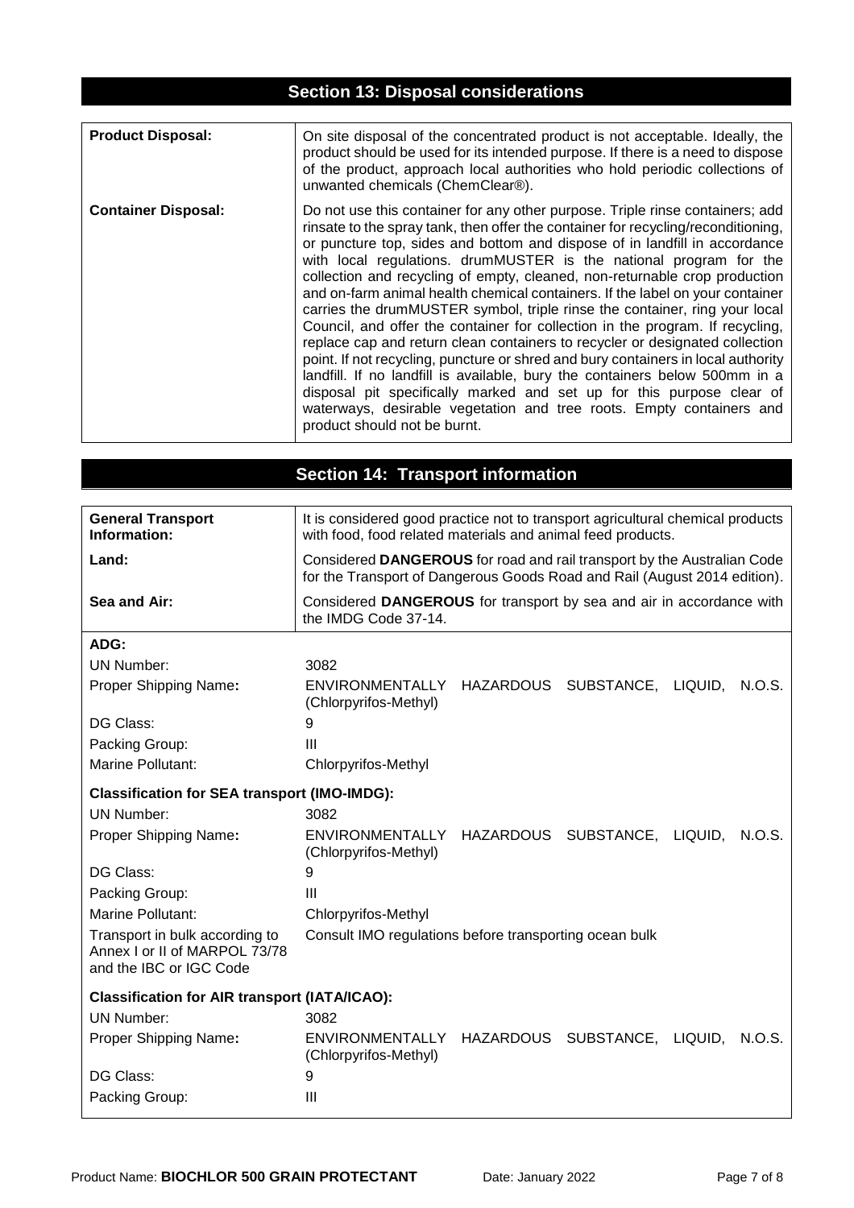## Section 13: Disposal considerations

| | |
|---|---|
| **Product Disposal:** | On site disposal of the concentrated product is not acceptable. Ideally, the product should be used for its intended purpose. If there is a need to dispose of the product, approach local authorities who hold periodic collections of unwanted chemicals (ChemClear®). |
| **Container Disposal:** | Do not use this container for any other purpose. Triple rinse containers; add rinsate to the spray tank, then offer the container for recycling/reconditioning, or puncture top, sides and bottom and dispose of in landfill in accordance with local regulations. drumMUSTER is the national program for the collection and recycling of empty, cleaned, non-returnable crop production and on-farm animal health chemical containers. If the label on your container carries the drumMUSTER symbol, triple rinse the container, ring your local Council, and offer the container for collection in the program. If recycling, replace cap and return clean containers to recycler or designated collection point. If not recycling, puncture or shred and bury containers in local authority landfill. If no landfill is available, bury the containers below 500mm in a disposal pit specifically marked and set up for this purpose clear of waterways, desirable vegetation and tree roots. Empty containers and product should not be burnt. |

## Section 14: Transport information

| | |
|---|---|
| **General Transport Information:** | It is considered good practice not to transport agricultural chemical products with food, food related materials and animal feed products. |
| **Land:** | Considered **DANGEROUS** for road and rail transport by the Australian Code for the Transport of Dangerous Goods Road and Rail (August 2014 edition). |
| **Sea and Air:** | Considered **DANGEROUS** for transport by sea and air in accordance with the IMDG Code 37-14. |

**ADG:**

| | |
|---|---|
| UN Number: | 3082 |
| Proper Shipping Name**:** | ENVIRONMENTALLY HAZARDOUS SUBSTANCE, LIQUID, N.O.S. (Chlorpyrifos-Methyl) |
| DG Class: | 9 |
| Packing Group: | III |
| Marine Pollutant: | Chlorpyrifos-Methyl |

**Classification for SEA transport (IMO-IMDG):**

| | |
|---|---|
| UN Number: | 3082 |
| Proper Shipping Name**:** | ENVIRONMENTALLY HAZARDOUS SUBSTANCE, LIQUID, N.O.S. (Chlorpyrifos-Methyl) |
| DG Class: | 9 |
| Packing Group: | III |
| Marine Pollutant: | Chlorpyrifos-Methyl |
| Transport in bulk according to Annex I or II of MARPOL 73/78 and the IBC or IGC Code | Consult IMO regulations before transporting ocean bulk |

**Classification for AIR transport (IATA/ICAO):**

| | |
|---|---|
| UN Number: | 3082 |
| Proper Shipping Name**:** | ENVIRONMENTALLY HAZARDOUS SUBSTANCE, LIQUID, N.O.S. (Chlorpyrifos-Methyl) |
| DG Class: | 9 |
| Packing Group: | III |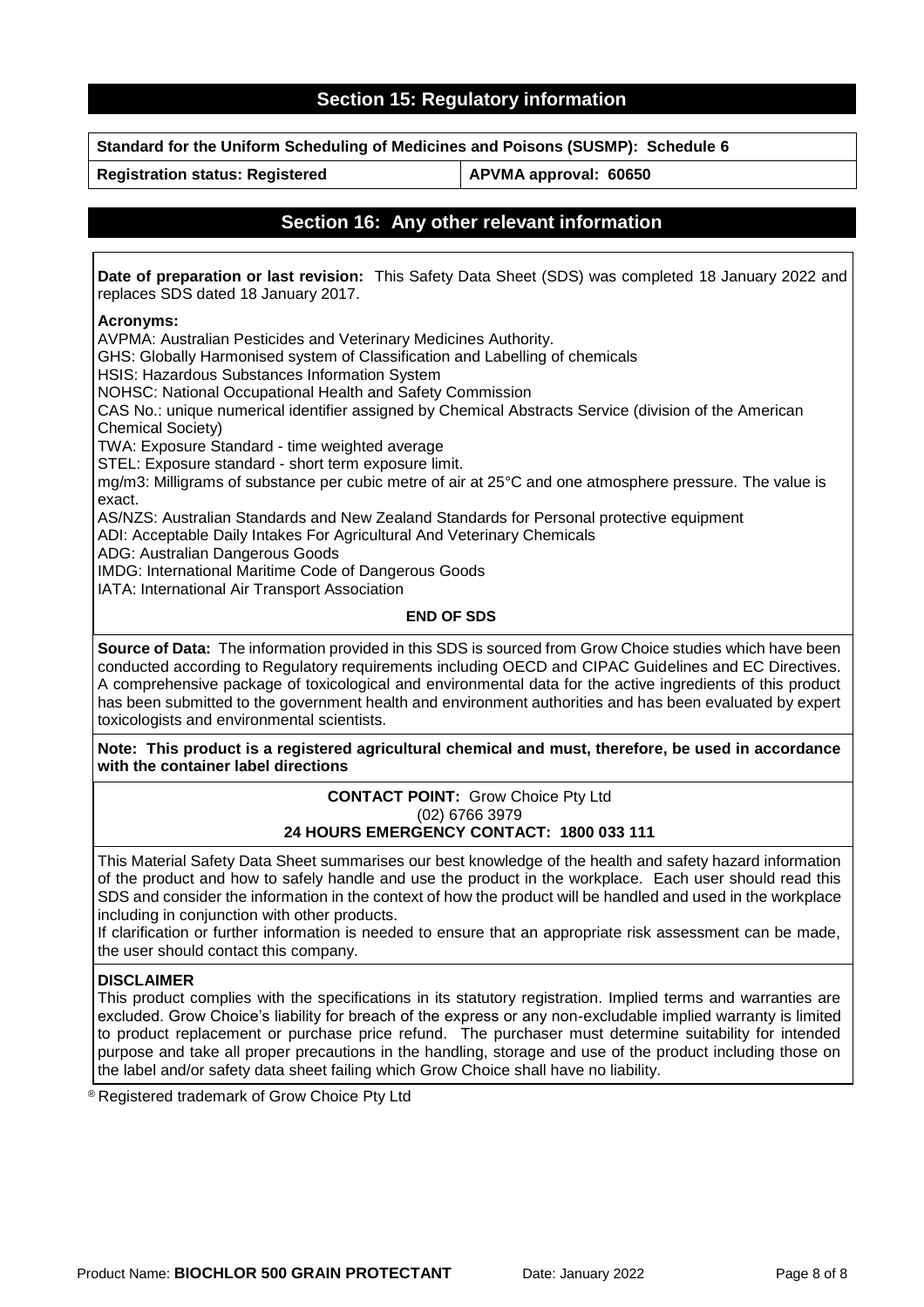## Section 15: Regulatory information

| | |
|---|---|
| **Standard for the Uniform Scheduling of Medicines and Poisons (SUSMP): Schedule 6** | |
| **Registration status: Registered** | **APVMA approval: 60650** |

## Section 16: Any other relevant information

**Date of preparation or last revision:** This Safety Data Sheet (SDS) was completed 18 January 2022 and replaces SDS dated 18 January 2017.

**Acronyms:**

AVPMA: Australian Pesticides and Veterinary Medicines Authority.
GHS: Globally Harmonised system of Classification and Labelling of chemicals
HSIS: Hazardous Substances Information System
NOHSC: National Occupational Health and Safety Commission
CAS No.: unique numerical identifier assigned by Chemical Abstracts Service (division of the American Chemical Society)
TWA: Exposure Standard - time weighted average
STEL: Exposure standard - short term exposure limit.
mg/m3: Milligrams of substance per cubic metre of air at 25°C and one atmosphere pressure. The value is exact.
AS/NZS: Australian Standards and New Zealand Standards for Personal protective equipment
ADI: Acceptable Daily Intakes For Agricultural And Veterinary Chemicals
ADG: Australian Dangerous Goods
IMDG: International Maritime Code of Dangerous Goods
IATA: International Air Transport Association

**END OF SDS**

**Source of Data:** The information provided in this SDS is sourced from Grow Choice studies which have been conducted according to Regulatory requirements including OECD and CIPAC Guidelines and EC Directives. A comprehensive package of toxicological and environmental data for the active ingredients of this product has been submitted to the government health and environment authorities and has been evaluated by expert toxicologists and environmental scientists.

**Note: This product is a registered agricultural chemical and must, therefore, be used in accordance with the container label directions**

**CONTACT POINT:** Grow Choice Pty Ltd
(02) 6766 3979
**24 HOURS EMERGENCY CONTACT: 1800 033 111**

This Material Safety Data Sheet summarises our best knowledge of the health and safety hazard information of the product and how to safely handle and use the product in the workplace. Each user should read this SDS and consider the information in the context of how the product will be handled and used in the workplace including in conjunction with other products.
If clarification or further information is needed to ensure that an appropriate risk assessment can be made, the user should contact this company.

**DISCLAIMER**
This product complies with the specifications in its statutory registration. Implied terms and warranties are excluded. Grow Choice's liability for breach of the express or any non-excludable implied warranty is limited to product replacement or purchase price refund. The purchaser must determine suitability for intended purpose and take all proper precautions in the handling, storage and use of the product including those on the label and/or safety data sheet failing which Grow Choice shall have no liability.

® Registered trademark of Grow Choice Pty Ltd